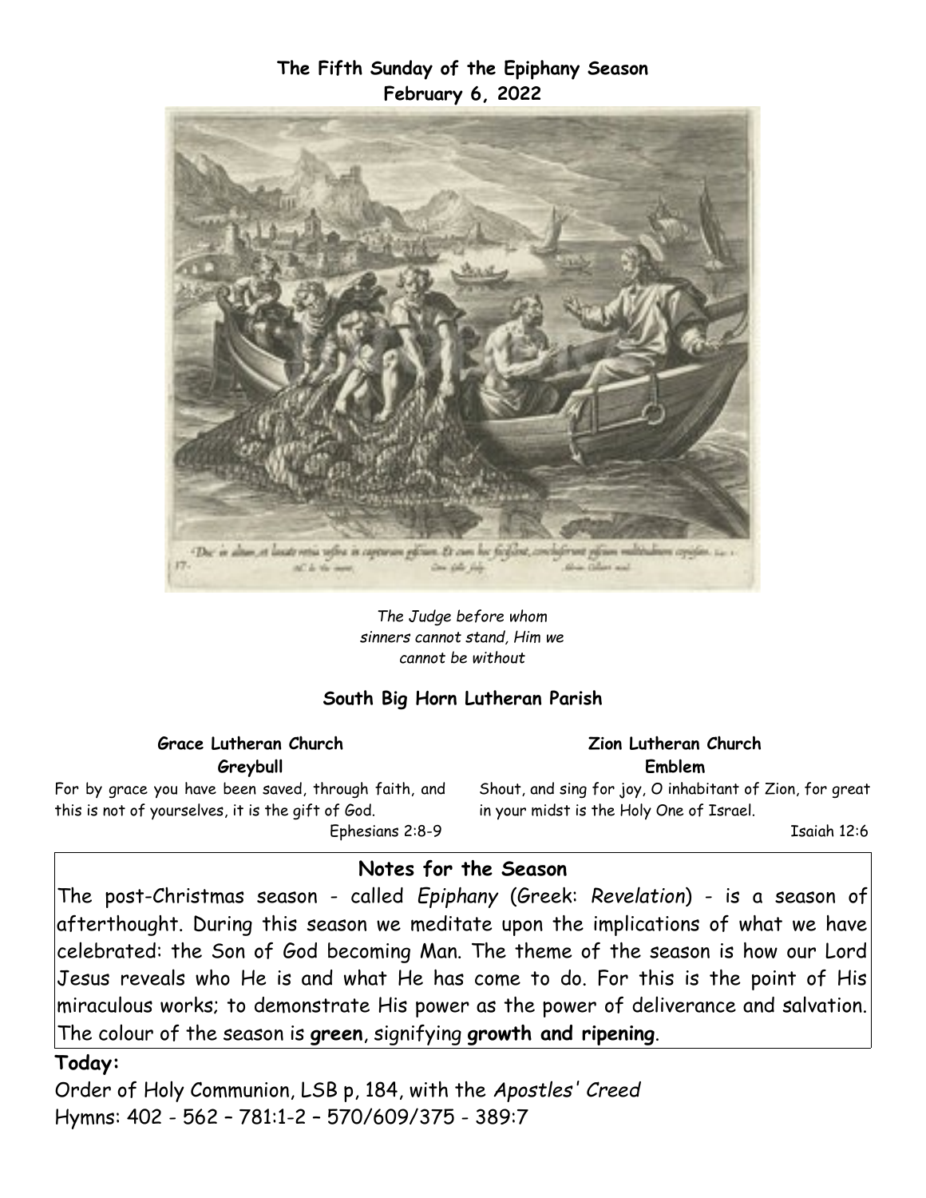**The Fifth Sunday of the Epiphany Season**
**February 6, 2022**

*The Judge before whom sinners cannot stand, Him we cannot be without*

**South Big Horn Lutheran Parish**

**Grace Lutheran Church**
**Greybull**

For by grace you have been saved, through faith, and this is not of yourselves, it is the gift of God.
Ephesians 2:8-9

**Zion Lutheran Church**
**Emblem**

Shout, and sing for joy, O inhabitant of Zion, for great in your midst is the Holy One of Israel.
Isaiah 12:6

## Notes for the Season

The post-Christmas season - called *Epiphany* (Greek: *Revelation*) - is a season of afterthought. During this season we meditate upon the implications of what we have celebrated: the Son of God becoming Man. The theme of the season is how our Lord Jesus reveals who He is and what He has come to do. For this is the point of His miraculous works; to demonstrate His power as the power of deliverance and salvation. The colour of the season is **green**, signifying **growth and ripening**.

**Today:**

Order of Holy Communion, LSB p, 184, with the *Apostles' Creed*
Hymns: 402 - 562 – 781:1-2 – 570/609/375 - 389:7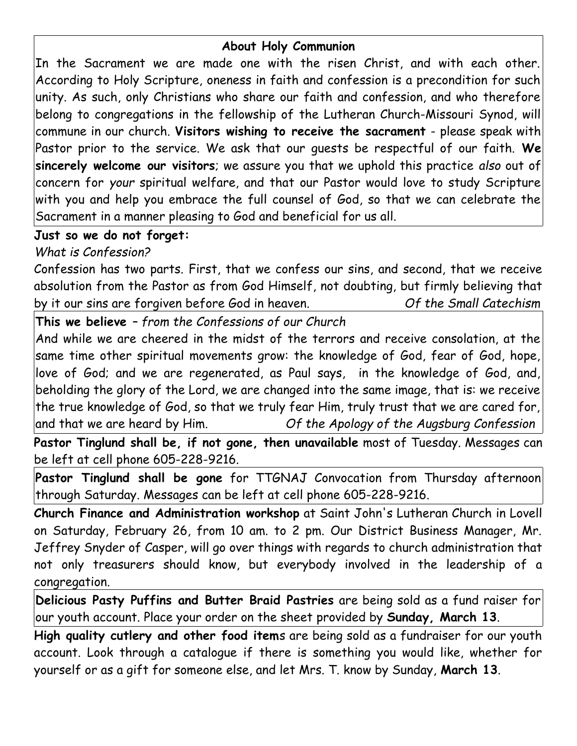## About Holy Communion

In the Sacrament we are made one with the risen Christ, and with each other. According to Holy Scripture, oneness in faith and confession is a precondition for such unity. As such, only Christians who share our faith and confession, and who therefore belong to congregations in the fellowship of the Lutheran Church-Missouri Synod, will commune in our church. **Visitors wishing to receive the sacrament** - please speak with Pastor prior to the service. We ask that our guests be respectful of our faith. **We sincerely welcome our visitors**; we assure you that we uphold this practice *also* out of concern for *your* spiritual welfare, and that our Pastor would love to study Scripture with you and help you embrace the full counsel of God, so that we can celebrate the Sacrament in a manner pleasing to God and beneficial for us all.

**Just so we do not forget:**

*What is Confession?*

Confession has two parts. First, that we confess our sins, and second, that we receive absolution from the Pastor as from God Himself, not doubting, but firmly believing that by it our sins are forgiven before God in heaven. *Of the Small Catechism*

**This we believe** – *from the Confessions of our Church*

And while we are cheered in the midst of the terrors and receive consolation, at the same time other spiritual movements grow: the knowledge of God, fear of God, hope, love of God; and we are regenerated, as Paul says, in the knowledge of God, and, beholding the glory of the Lord, we are changed into the same image, that is: we receive the true knowledge of God, so that we truly fear Him, truly trust that we are cared for, and that we are heard by Him. *Of the Apology of the Augsburg Confession*

**Pastor Tinglund shall be, if not gone, then unavailable** most of Tuesday. Messages can be left at cell phone 605-228-9216.

**Pastor Tinglund shall be gone** for TTGNAJ Convocation from Thursday afternoon through Saturday. Messages can be left at cell phone 605-228-9216.

**Church Finance and Administration workshop** at Saint John's Lutheran Church in Lovell on Saturday, February 26, from 10 am. to 2 pm. Our District Business Manager, Mr. Jeffrey Snyder of Casper, will go over things with regards to church administration that not only treasurers should know, but everybody involved in the leadership of a congregation.

**Delicious Pasty Puffins and Butter Braid Pastries** are being sold as a fund raiser for our youth account. Place your order on the sheet provided by **Sunday, March 13**.

**High quality cutlery and other food item**s are being sold as a fundraiser for our youth account. Look through a catalogue if there is something you would like, whether for yourself or as a gift for someone else, and let Mrs. T. know by Sunday, **March 13**.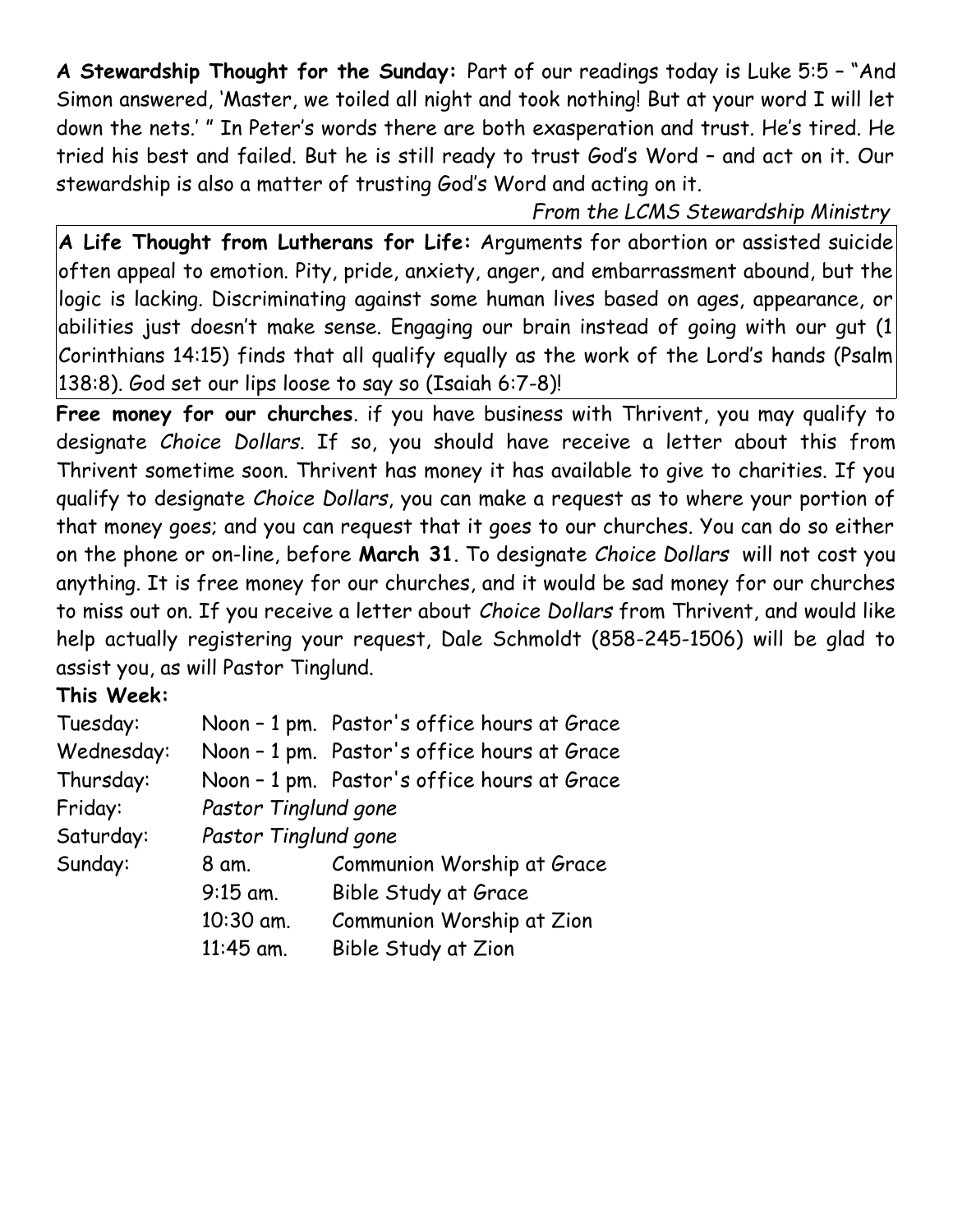**A Stewardship Thought for the Sunday:** Part of our readings today is Luke 5:5 – "And Simon answered, 'Master, we toiled all night and took nothing! But at your word I will let down the nets.' " In Peter's words there are both exasperation and trust. He's tired. He tried his best and failed. But he is still ready to trust God's Word – and act on it. Our stewardship is also a matter of trusting God's Word and acting on it.

*From the LCMS Stewardship Ministry*

**A Life Thought from Lutherans for Life:** Arguments for abortion or assisted suicide often appeal to emotion. Pity, pride, anxiety, anger, and embarrassment abound, but the logic is lacking. Discriminating against some human lives based on ages, appearance, or abilities just doesn't make sense. Engaging our brain instead of going with our gut (1 Corinthians 14:15) finds that all qualify equally as the work of the Lord's hands (Psalm 138:8). God set our lips loose to say so (Isaiah 6:7-8)!

**Free money for our churches**. if you have business with Thrivent, you may qualify to designate *Choice Dollars*. If so, you should have receive a letter about this from Thrivent sometime soon. Thrivent has money it has available to give to charities. If you qualify to designate *Choice Dollars*, you can make a request as to where your portion of that money goes; and you can request that it goes to our churches. You can do so either on the phone or on-line, before **March 31**. To designate *Choice Dollars* will not cost you anything. It is free money for our churches, and it would be sad money for our churches to miss out on. If you receive a letter about *Choice Dollars* from Thrivent, and would like help actually registering your request, Dale Schmoldt (858-245-1506) will be glad to assist you, as will Pastor Tinglund.

**This Week:**

| | | |
|---|---|---|
| Tuesday: | Noon – 1 pm. | Pastor's office hours at Grace |
| Wednesday: | Noon – 1 pm. | Pastor's office hours at Grace |
| Thursday: | Noon – 1 pm. | Pastor's office hours at Grace |
| Friday: | *Pastor Tinglund gone* | |
| Saturday: | *Pastor Tinglund gone* | |
| Sunday: | 8 am. | Communion Worship at Grace |
| | 9:15 am. | Bible Study at Grace |
| | 10:30 am. | Communion Worship at Zion |
| | 11:45 am. | Bible Study at Zion |